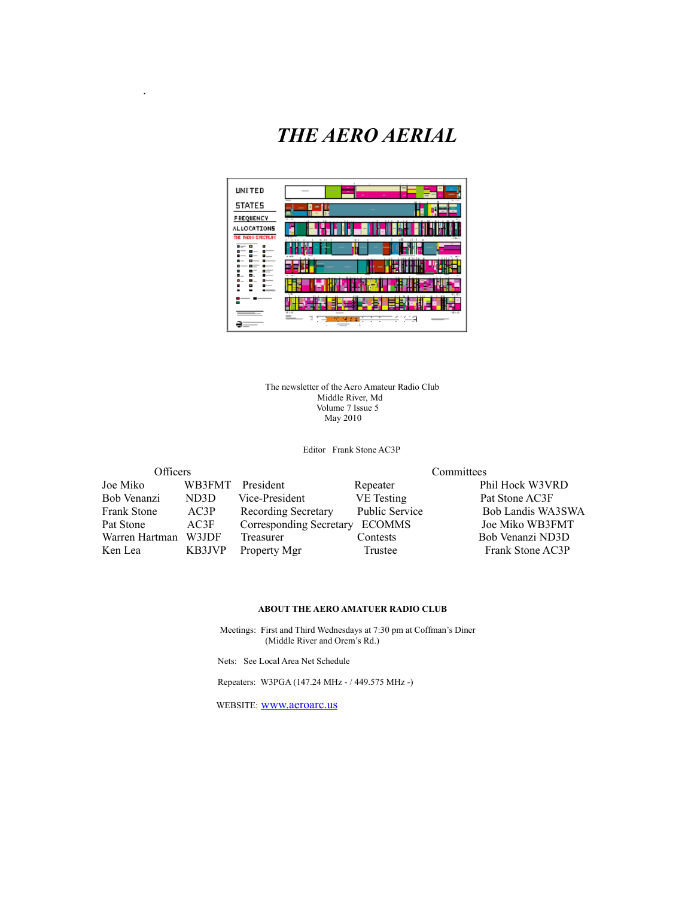# *THE AERO AERIAL*

The newsletter of the Aero Amateur Radio Club
Middle River, Md
Volume 7 Issue 5
May 2010

Editor Frank Stone AC3P

| Officers | | | Committees | |
| --- | --- | --- | --- | --- |
| Joe Miko | WB3FMT | President | Repeater | Phil Hock W3VRD |
| Bob Venanzi | ND3D | Vice-President | VE Testing | Pat Stone AC3F |
| Frank Stone | AC3P | Recording Secretary | Public Service | Bob Landis WA3SWA |
| Pat Stone | AC3F | Corresponding Secretary | ECOMMS | Joe Miko WB3FMT |
| Warren Hartman | W3JDF | Treasurer | Contests | Bob Venanzi ND3D |
| Ken Lea | KB3JVP | Property Mgr | Trustee | Frank Stone AC3P |

**ABOUT THE AERO AMATUER RADIO CLUB**

Meetings: First and Third Wednesdays at 7:30 pm at Coffman's Diner (Middle River and Orem's Rd.)

Nets: See Local Area Net Schedule

Repeaters: W3PGA (147.24 MHz - / 449.575 MHz -)

WEBSITE: www.aeroarc.us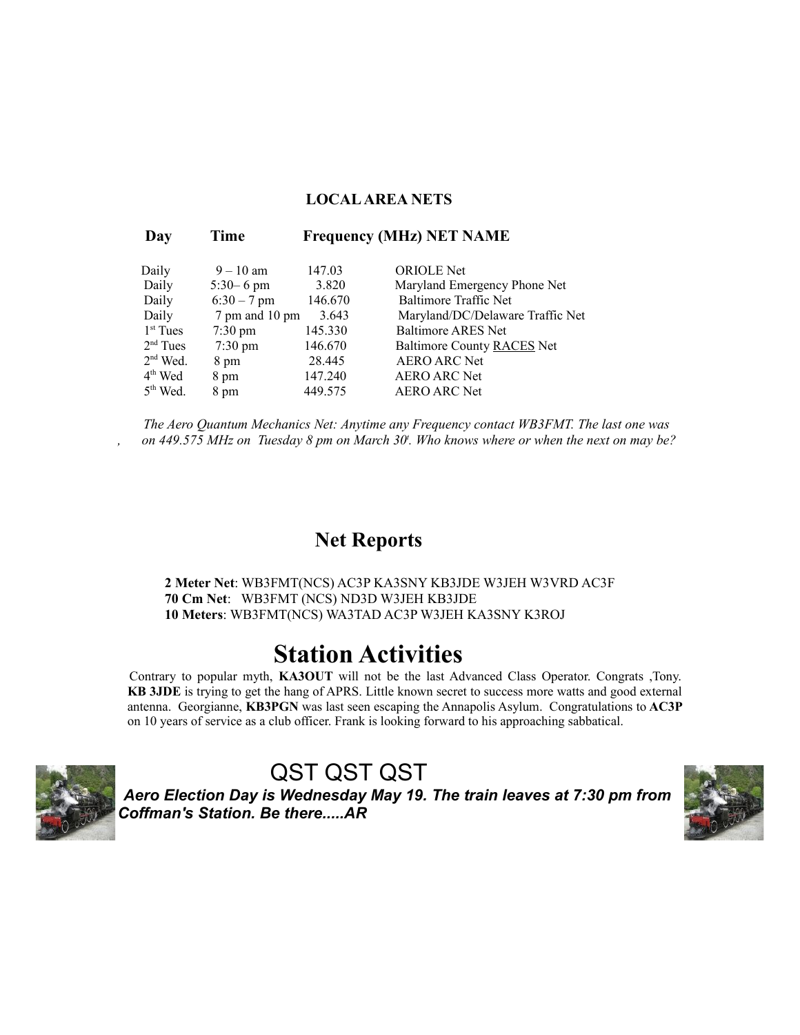## LOCAL AREA NETS

| Day | Time | Frequency (MHz) | NET NAME |
|---|---|---|---|
| Daily | 9 – 10 am | 147.03 | ORIOLE Net |
| Daily | 5:30– 6 pm | 3.820 | Maryland Emergency Phone Net |
| Daily | 6:30 – 7 pm | 146.670 | Baltimore Traffic Net |
| Daily | 7 pm and 10 pm | 3.643 | Maryland/DC/Delaware Traffic Net |
| 1st Tues | 7:30 pm | 145.330 | Baltimore ARES Net |
| 2nd Tues | 7:30 pm | 146.670 | Baltimore County RACES Net |
| 2nd Wed. | 8 pm | 28.445 | AERO ARC Net |
| 4th Wed | 8 pm | 147.240 | AERO ARC Net |
| 5th Wed. | 8 pm | 449.575 | AERO ARC Net |

*The Aero Quantum Mechanics Net: Anytime any Frequency contact WB3FMT. The last one was , on 449.575 MHz on Tuesday 8 pm on March 30t. Who knows where or when the next on may be?*

# Net Reports

**2 Meter Net**: WB3FMT(NCS) AC3P KA3SNY KB3JDE W3JEH W3VRD AC3F
**70 Cm Net**: WB3FMT (NCS) ND3D W3JEH KB3JDE
**10 Meters**: WB3FMT(NCS) WA3TAD AC3P W3JEH KA3SNY K3ROJ

# Station Activities

Contrary to popular myth, **KA3OUT** will not be the last Advanced Class Operator. Congrats ,Tony. **KB 3JDE** is trying to get the hang of APRS. Little known secret to success more watts and good external antenna. Georgianne, **KB3PGN** was last seen escaping the Annapolis Asylum. Congratulations to **AC3P** on 10 years of service as a club officer. Frank is looking forward to his approaching sabbatical.

# QST QST QST

***Aero Election Day is Wednesday May 19. The train leaves at 7:30 pm from Coffman's Station. Be there.....AR***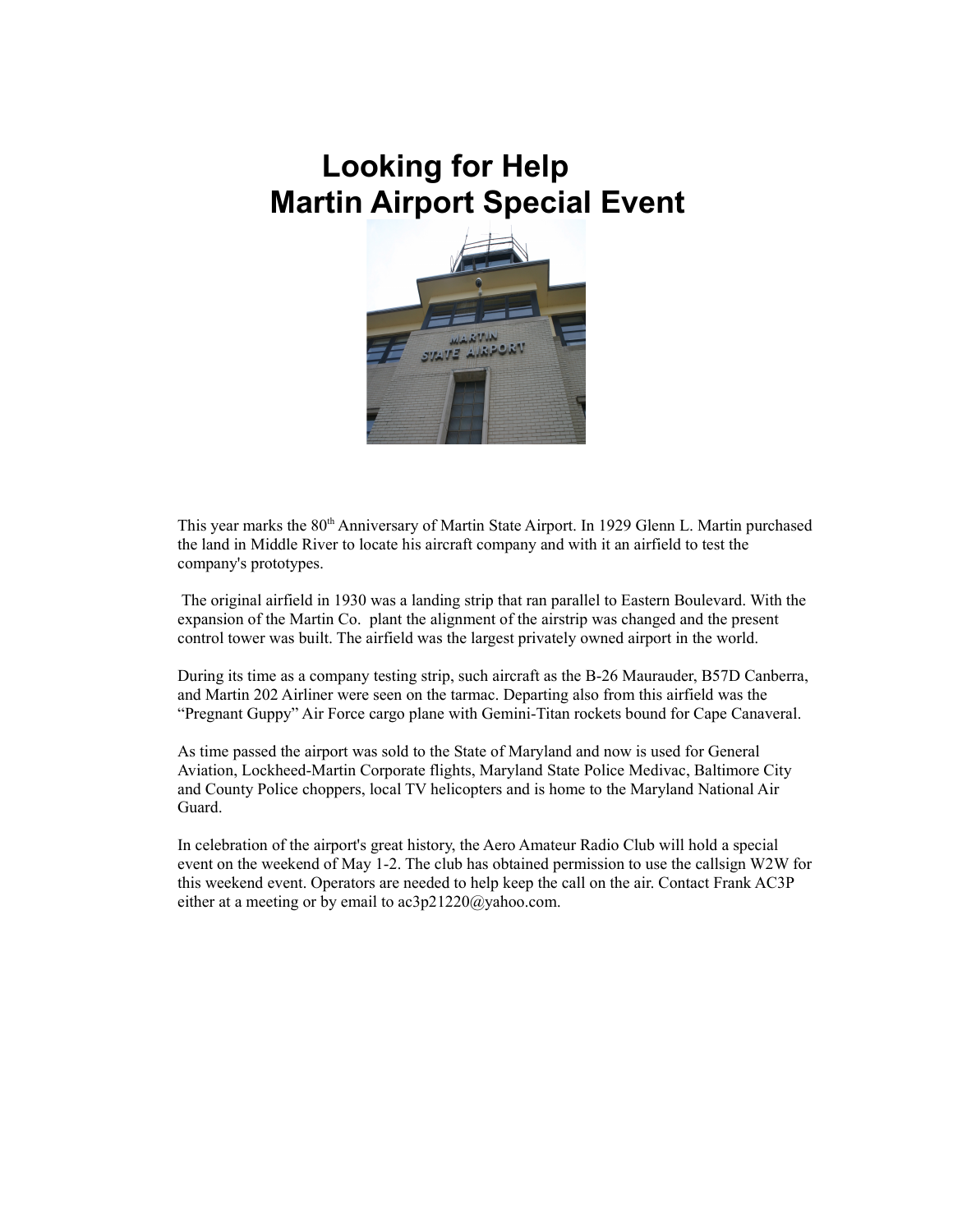# Looking for Help
# Martin Airport Special Event

This year marks the 80th Anniversary of Martin State Airport. In 1929 Glenn L. Martin purchased the land in Middle River to locate his aircraft company and with it an airfield to test the company's prototypes.

The original airfield in 1930 was a landing strip that ran parallel to Eastern Boulevard. With the expansion of the Martin Co. plant the alignment of the airstrip was changed and the present control tower was built. The airfield was the largest privately owned airport in the world.

During its time as a company testing strip, such aircraft as the B-26 Maurauder, B57D Canberra, and Martin 202 Airliner were seen on the tarmac. Departing also from this airfield was the "Pregnant Guppy" Air Force cargo plane with Gemini-Titan rockets bound for Cape Canaveral.

As time passed the airport was sold to the State of Maryland and now is used for General Aviation, Lockheed-Martin Corporate flights, Maryland State Police Medivac, Baltimore City and County Police choppers, local TV helicopters and is home to the Maryland National Air Guard.

In celebration of the airport's great history, the Aero Amateur Radio Club will hold a special event on the weekend of May 1-2. The club has obtained permission to use the callsign W2W for this weekend event. Operators are needed to help keep the call on the air. Contact Frank AC3P either at a meeting or by email to ac3p21220@yahoo.com.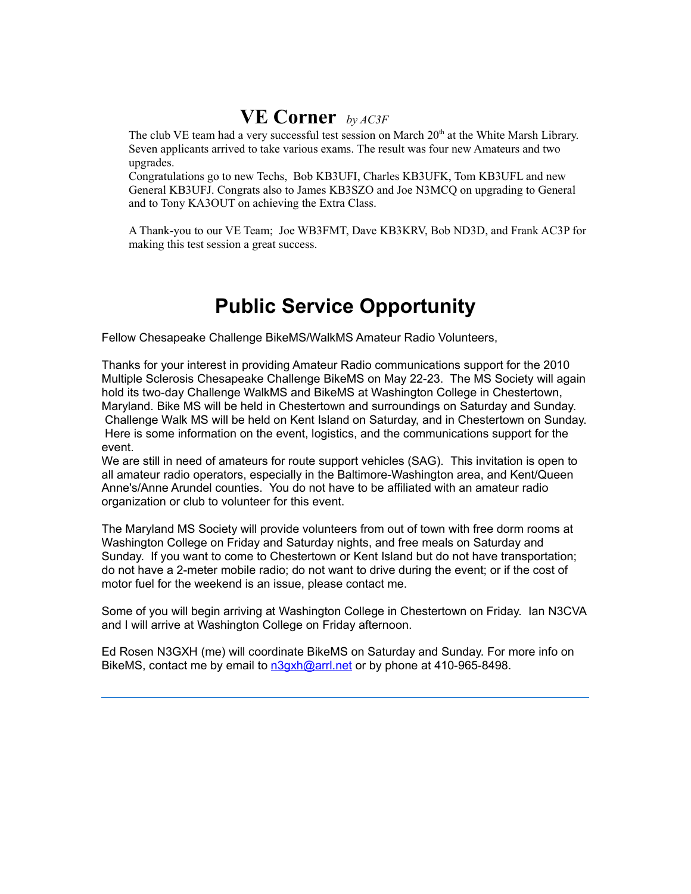# VE Corner *by AC3F*

The club VE team had a very successful test session on March 20th at the White Marsh Library. Seven applicants arrived to take various exams. The result was four new Amateurs and two upgrades.

Congratulations go to new Techs, Bob KB3UFI, Charles KB3UFK, Tom KB3UFL and new General KB3UFJ. Congrats also to James KB3SZO and Joe N3MCQ on upgrading to General and to Tony KA3OUT on achieving the Extra Class.

A Thank-you to our VE Team; Joe WB3FMT, Dave KB3KRV, Bob ND3D, and Frank AC3P for making this test session a great success.

# Public Service Opportunity

Fellow Chesapeake Challenge BikeMS/WalkMS Amateur Radio Volunteers,

Thanks for your interest in providing Amateur Radio communications support for the 2010 Multiple Sclerosis Chesapeake Challenge BikeMS on May 22-23. The MS Society will again hold its two-day Challenge WalkMS and BikeMS at Washington College in Chestertown, Maryland. Bike MS will be held in Chestertown and surroundings on Saturday and Sunday. Challenge Walk MS will be held on Kent Island on Saturday, and in Chestertown on Sunday. Here is some information on the event, logistics, and the communications support for the event.

We are still in need of amateurs for route support vehicles (SAG). This invitation is open to all amateur radio operators, especially in the Baltimore-Washington area, and Kent/Queen Anne's/Anne Arundel counties. You do not have to be affiliated with an amateur radio organization or club to volunteer for this event.

The Maryland MS Society will provide volunteers from out of town with free dorm rooms at Washington College on Friday and Saturday nights, and free meals on Saturday and Sunday. If you want to come to Chestertown or Kent Island but do not have transportation; do not have a 2-meter mobile radio; do not want to drive during the event; or if the cost of motor fuel for the weekend is an issue, please contact me.

Some of you will begin arriving at Washington College in Chestertown on Friday. Ian N3CVA and I will arrive at Washington College on Friday afternoon.

Ed Rosen N3GXH (me) will coordinate BikeMS on Saturday and Sunday. For more info on BikeMS, contact me by email to n3gxh@arrl.net or by phone at 410-965-8498.

---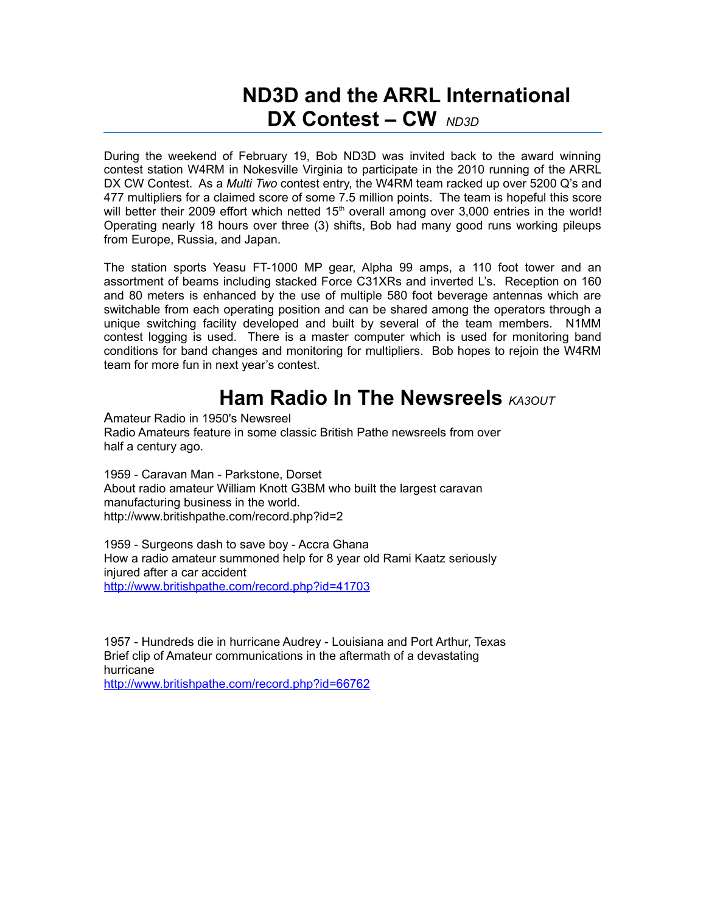# ND3D and the ARRL International DX Contest – CW *ND3D*

During the weekend of February 19, Bob ND3D was invited back to the award winning contest station W4RM in Nokesville Virginia to participate in the 2010 running of the ARRL DX CW Contest. As a *Multi Two* contest entry, the W4RM team racked up over 5200 Q's and 477 multipliers for a claimed score of some 7.5 million points. The team is hopeful this score will better their 2009 effort which netted 15th overall among over 3,000 entries in the world! Operating nearly 18 hours over three (3) shifts, Bob had many good runs working pileups from Europe, Russia, and Japan.

The station sports Yeasu FT-1000 MP gear, Alpha 99 amps, a 110 foot tower and an assortment of beams including stacked Force C31XRs and inverted L's. Reception on 160 and 80 meters is enhanced by the use of multiple 580 foot beverage antennas which are switchable from each operating position and can be shared among the operators through a unique switching facility developed and built by several of the team members. N1MM contest logging is used. There is a master computer which is used for monitoring band conditions for band changes and monitoring for multipliers. Bob hopes to rejoin the W4RM team for more fun in next year's contest.

# Ham Radio In The Newsreels *KA3OUT*

Amateur Radio in 1950's Newsreel
Radio Amateurs feature in some classic British Pathe newsreels from over half a century ago.

1959 - Caravan Man - Parkstone, Dorset
About radio amateur William Knott G3BM who built the largest caravan manufacturing business in the world.
http://www.britishpathe.com/record.php?id=2

1959 - Surgeons dash to save boy - Accra Ghana
How a radio amateur summoned help for 8 year old Rami Kaatz seriously injured after a car accident
http://www.britishpathe.com/record.php?id=41703

1957 - Hundreds die in hurricane Audrey - Louisiana and Port Arthur, Texas
Brief clip of Amateur communications in the aftermath of a devastating hurricane
http://www.britishpathe.com/record.php?id=66762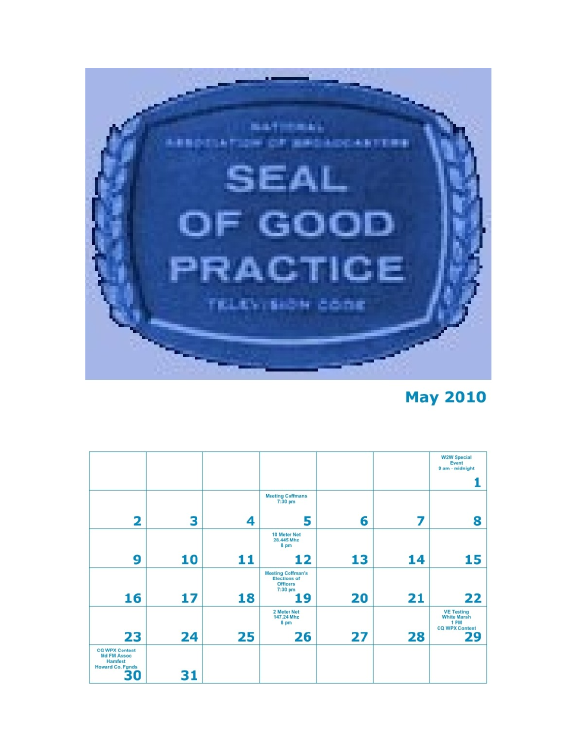NATIONAL ASSOCIATION OF BROADCASTERS

SEAL OF GOOD PRACTICE

TELEVISION CODE

## May 2010

| | | | | | | |
|---|---|---|---|---|---|---|
| | | | | | | W2W Special Event 9 am - midnight **1** |
| **2** | **3** | **4** | Meeting Coffmans 7:30 pm **5** | **6** | **7** | **8** |
| **9** | **10** | **11** | 10 Meter Net 28.445 Mhz 8 pm **12** | **13** | **14** | **15** |
| **16** | **17** | **18** | Meeting Coffman's Elections of Officers 7:30 pm **19** | **20** | **21** | **22** |
| **23** | **24** | **25** | 2 Meter Net 147.24 Mhz 8 pm **26** | **27** | **28** | VE Testing White Marsh 1 PM CQ WPX Contest **29** |
| CQ WPX Contest Md FM Assoc Hamfest Howard Co. Fgnds **30** | **31** | | | | | |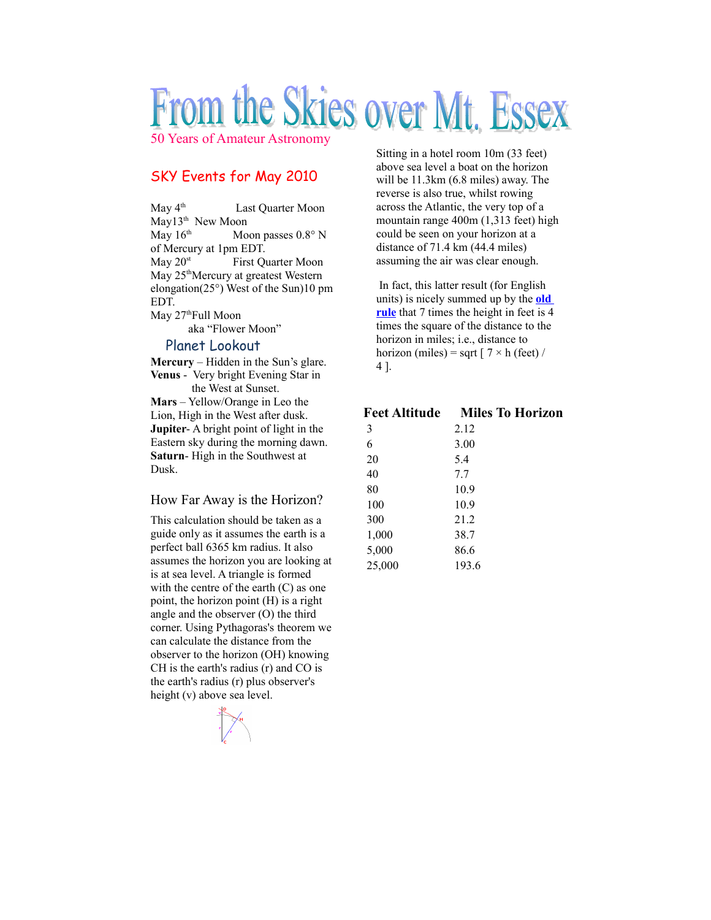# From the Skies over Mt. Essex

50 Years of Amateur Astronomy

## SKY Events for May 2010

May 4th Last Quarter Moon
May13th New Moon
May 16th Moon passes 0.8° N of Mercury at 1pm EDT.
May 20st First Quarter Moon
May 25th Mercury at greatest Western elongation(25°) West of the Sun)10 pm EDT.
May 27th Full Moon
aka “Flower Moon”

### Planet Lookout

**Mercury** – Hidden in the Sun’s glare.
**Venus** - Very bright Evening Star in the West at Sunset.
**Mars** – Yellow/Orange in Leo the Lion, High in the West after dusk.
**Jupiter**- A bright point of light in the Eastern sky during the morning dawn.
**Saturn**- High in the Southwest at Dusk.

## How Far Away is the Horizon?

This calculation should be taken as a guide only as it assumes the earth is a perfect ball 6365 km radius. It also assumes the horizon you are looking at is at sea level. A triangle is formed with the centre of the earth (C) as one point, the horizon point (H) is a right angle and the observer (O) the third corner. Using Pythagoras's theorem we can calculate the distance from the observer to the horizon (OH) knowing CH is the earth's radius (r) and CO is the earth's radius (r) plus observer's height (v) above sea level.

O
v
H
r
r
C

Sitting in a hotel room 10m (33 feet) above sea level a boat on the horizon will be 11.3km (6.8 miles) away. The reverse is also true, whilst rowing across the Atlantic, the very top of a mountain range 400m (1,313 feet) high could be seen on your horizon at a distance of 71.4 km (44.4 miles) assuming the air was clear enough.

In fact, this latter result (for English units) is nicely summed up by the **old rule** that 7 times the height in feet is 4 times the square of the distance to the horizon in miles; i.e., distance to horizon (miles) = sqrt [ 7 × h (feet) / 4 ].

| Feet Altitude | Miles To Horizon |
|---|---|
| 3 | 2.12 |
| 6 | 3.00 |
| 20 | 5.4 |
| 40 | 7.7 |
| 80 | 10.9 |
| 100 | 10.9 |
| 300 | 21.2 |
| 1,000 | 38.7 |
| 5,000 | 86.6 |
| 25,000 | 193.6 |